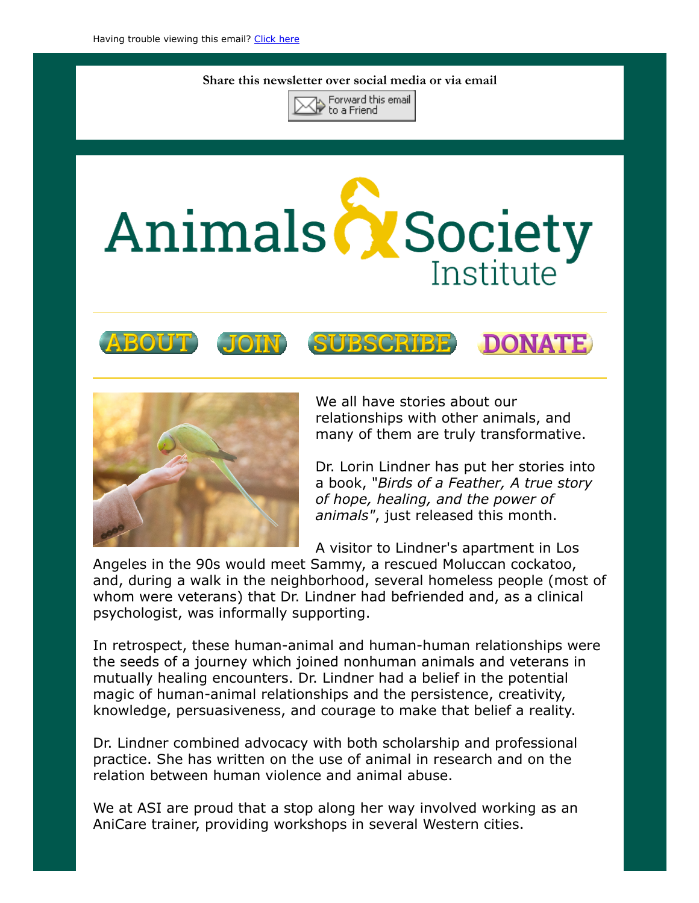Having trouble viewing this email? Click here

**Share this newsletter over social media or via email**

Forward this email to a Friend

# Animals & Society Institute

ABOUT JOIN SUBSCRIBE DONATE

We all have stories about our relationships with other animals, and many of them are truly transformative.

Dr. Lorin Lindner has put her stories into a book, "*Birds of a Feather, A true story of hope, healing, and the power of animals*", just released this month.

A visitor to Lindner's apartment in Los Angeles in the 90s would meet Sammy, a rescued Moluccan cockatoo, and, during a walk in the neighborhood, several homeless people (most of whom were veterans) that Dr. Lindner had befriended and, as a clinical psychologist, was informally supporting.

In retrospect, these human-animal and human-human relationships were the seeds of a journey which joined nonhuman animals and veterans in mutually healing encounters. Dr. Lindner had a belief in the potential magic of human-animal relationships and the persistence, creativity, knowledge, persuasiveness, and courage to make that belief a reality.

Dr. Lindner combined advocacy with both scholarship and professional practice. She has written on the use of animal in research and on the relation between human violence and animal abuse.

We at ASI are proud that a stop along her way involved working as an AniCare trainer, providing workshops in several Western cities.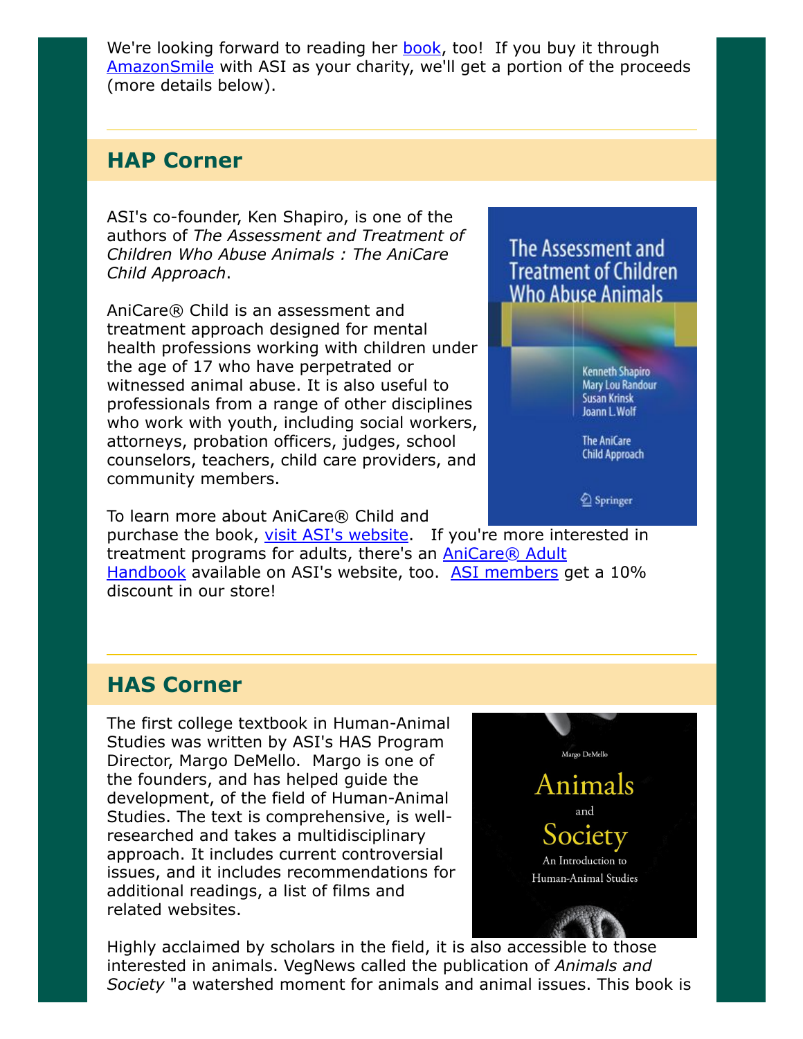We're looking forward to reading her book, too!  If you buy it through AmazonSmile with ASI as your charity, we'll get a portion of the proceeds (more details below).

---

## HAP Corner

ASI's co-founder, Ken Shapiro, is one of the authors of *The Assessment and Treatment of Children Who Abuse Animals : The AniCare Child Approach*.

AniCare® Child is an assessment and treatment approach designed for mental health professions working with children under the age of 17 who have perpetrated or witnessed animal abuse. It is also useful to professionals from a range of other disciplines who work with youth, including social workers, attorneys, probation officers, judges, school counselors, teachers, child care providers, and community members.

To learn more about AniCare® Child and purchase the book, visit ASI's website.   If you're more interested in treatment programs for adults, there's an AniCare® Adult Handbook available on ASI's website, too.  ASI members get a 10% discount in our store!

---

## HAS Corner

The first college textbook in Human-Animal Studies was written by ASI's HAS Program Director, Margo DeMello.  Margo is one of the founders, and has helped guide the development, of the field of Human-Animal Studies. The text is comprehensive, is well-researched and takes a multidisciplinary approach. It includes current controversial issues, and it includes recommendations for additional readings, a list of films and related websites.

Highly acclaimed by scholars in the field, it is also accessible to those interested in animals. VegNews called the publication of *Animals and Society* "a watershed moment for animals and animal issues. This book is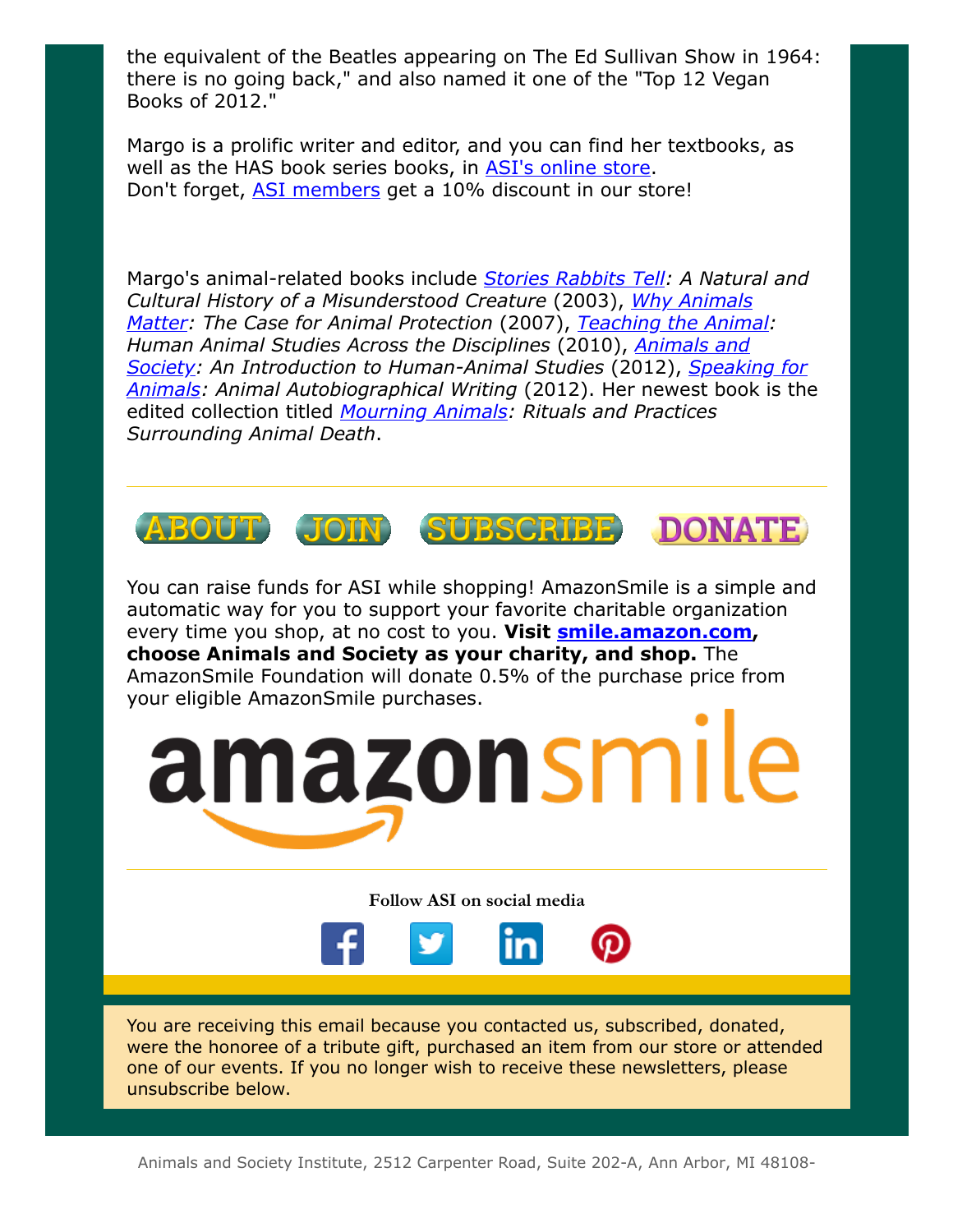the equivalent of the Beatles appearing on The Ed Sullivan Show in 1964: there is no going back," and also named it one of the "Top 12 Vegan Books of 2012."

Margo is a prolific writer and editor, and you can find her textbooks, as well as the HAS book series books, in ASI's online store.
Don't forget, ASI members get a 10% discount in our store!

Margo's animal-related books include *Stories Rabbits Tell: A Natural and Cultural History of a Misunderstood Creature* (2003), *Why Animals Matter: The Case for Animal Protection* (2007), *Teaching the Animal: Human Animal Studies Across the Disciplines* (2010), *Animals and Society: An Introduction to Human-Animal Studies* (2012), *Speaking for Animals: Animal Autobiographical Writing* (2012). Her newest book is the edited collection titled *Mourning Animals: Rituals and Practices Surrounding Animal Death*.

---

ABOUT JOIN SUBSCRIBE DONATE

You can raise funds for ASI while shopping! AmazonSmile is a simple and automatic way for you to support your favorite charitable organization every time you shop, at no cost to you. **Visit smile.amazon.com, choose Animals and Society as your charity, and shop.** The AmazonSmile Foundation will donate 0.5% of the purchase price from your eligible AmazonSmile purchases.

amazonsmile

---

**Follow ASI on social media**

You are receiving this email because you contacted us, subscribed, donated, were the honoree of a tribute gift, purchased an item from our store or attended one of our events. If you no longer wish to receive these newsletters, please unsubscribe below.

Animals and Society Institute, 2512 Carpenter Road, Suite 202-A, Ann Arbor, MI 48108-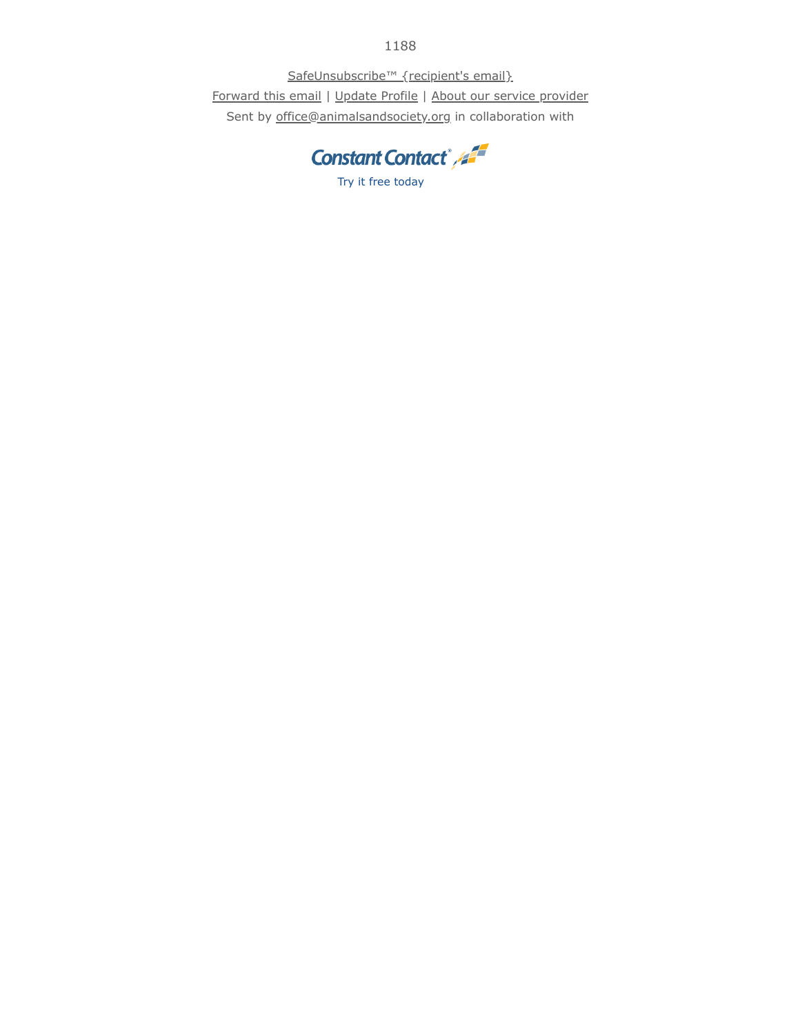1188

SafeUnsubscribe™ {recipient's email}

Forward this email | Update Profile | About our service provider

Sent by office@animalsandsociety.org in collaboration with

Constant Contact

Try it free today